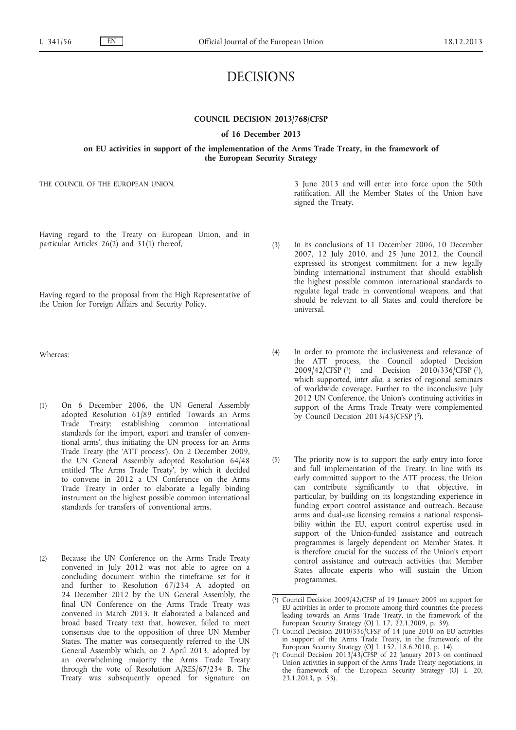# DECISIONS

## COUNCIL DECISION 2013/768/CFSP

### of 16 December 2013

### on EU activities in support of the implementation of the Arms Trade Treaty, in the framework of the European Security Strategy

THE COUNCIL OF THE EUROPEAN UNION,

Having regard to the Treaty on European Union, and in particular Articles 26(2) and 31(1) thereof,

Having regard to the proposal from the High Representative of the Union for Foreign Affairs and Security Policy.

Whereas:

(1) On 6 December 2006, the UN General Assembly adopted Resolution 61/89 entitled 'Towards an Arms Trade Treaty: establishing common international standards for the import, export and transfer of conventional arms', thus initiating the UN process for an Arms Trade Treaty (the 'ATT process'). On 2 December 2009, the UN General Assembly adopted Resolution 64/48 entitled 'The Arms Trade Treaty', by which it decided to convene in 2012 a UN Conference on the Arms Trade Treaty in order to elaborate a legally binding instrument on the highest possible common international standards for transfers of conventional arms.

(2) Because the UN Conference on the Arms Trade Treaty convened in July 2012 was not able to agree on a concluding document within the timeframe set for it and further to Resolution 67/234 A adopted on 24 December 2012 by the UN General Assembly, the final UN Conference on the Arms Trade Treaty was convened in March 2013. It elaborated a balanced and broad based Treaty text that, however, failed to meet consensus due to the opposition of three UN Member States. The matter was consequently referred to the UN General Assembly which, on 2 April 2013, adopted by an overwhelming majority the Arms Trade Treaty through the vote of Resolution A/RES/67/234 B. The Treaty was subsequently opened for signature on 3 June 2013 and will enter into force upon the 50th ratification. All the Member States of the Union have signed the Treaty.

(3) In its conclusions of 11 December 2006, 10 December 2007, 12 July 2010, and 25 June 2012, the Council expressed its strongest commitment for a new legally binding international instrument that should establish the highest possible common international standards to regulate legal trade in conventional weapons, and that should be relevant to all States and could therefore be universal.

(4) In order to promote the inclusiveness and relevance of the ATT process, the Council adopted Decision 2009/42/CFSP [1] and Decision 2010/336/CFSP [2], which supported, *inter alia*, a series of regional seminars of worldwide coverage. Further to the inconclusive July 2012 UN Conference, the Union's continuing activities in support of the Arms Trade Treaty were complemented by Council Decision 2013/43/CFSP [3].

(5) The priority now is to support the early entry into force and full implementation of the Treaty. In line with its early committed support to the ATT process, the Union can contribute significantly to that objective, in particular, by building on its longstanding experience in funding export control assistance and outreach. Because arms and dual-use licensing remains a national responsibility within the EU, export control expertise used in support of the Union-funded assistance and outreach programmes is largely dependent on Member States. It is therefore crucial for the success of the Union's export control assistance and outreach activities that Member States allocate experts who will sustain the Union programmes.

---

[1] Council Decision 2009/42/CFSP of 19 January 2009 on support for EU activities in order to promote among third countries the process leading towards an Arms Trade Treaty, in the framework of the European Security Strategy (OJ L 17, 22.1.2009, p. 39).

[2] Council Decision 2010/336/CFSP of 14 June 2010 on EU activities in support of the Arms Trade Treaty, in the framework of the European Security Strategy (OJ L 152, 18.6.2010, p. 14).

[3] Council Decision 2013/43/CFSP of 22 January 2013 on continued Union activities in support of the Arms Trade Treaty negotiations, in the framework of the European Security Strategy (OJ L 20, 23.1.2013, p. 53).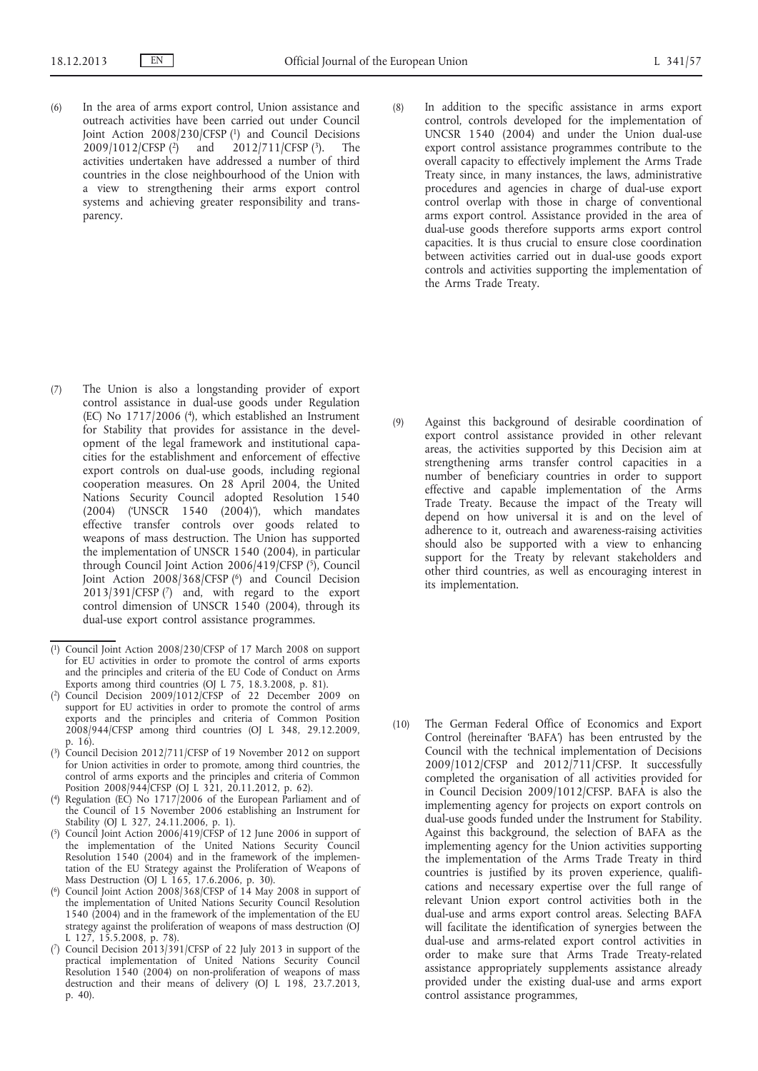(6) In the area of arms export control, Union assistance and outreach activities have been carried out under Council Joint Action 2008/230/CFSP [1] and Council Decisions 2009/1012/CFSP [2] and 2012/711/CFSP [3]. The activities undertaken have addressed a number of third countries in the close neighbourhood of the Union with a view to strengthening their arms export control systems and achieving greater responsibility and transparency.

(7) The Union is also a longstanding provider of export control assistance in dual-use goods under Regulation (EC) No 1717/2006 [4], which established an Instrument for Stability that provides for assistance in the development of the legal framework and institutional capacities for the establishment and enforcement of effective export controls on dual-use goods, including regional cooperation measures. On 28 April 2004, the United Nations Security Council adopted Resolution 1540 (2004) ('UNSCR 1540 (2004)'), which mandates effective transfer controls over goods related to weapons of mass destruction. The Union has supported the implementation of UNSCR 1540 (2004), in particular through Council Joint Action 2006/419/CFSP [5], Council Joint Action 2008/368/CFSP [6] and Council Decision 2013/391/CFSP [7] and, with regard to the export control dimension of UNSCR 1540 (2004), through its dual-use export control assistance programmes.

(8) In addition to the specific assistance in arms export control, controls developed for the implementation of UNCSR 1540 (2004) and under the Union dual-use export control assistance programmes contribute to the overall capacity to effectively implement the Arms Trade Treaty since, in many instances, the laws, administrative procedures and agencies in charge of dual-use export control overlap with those in charge of conventional arms export control. Assistance provided in the area of dual-use goods therefore supports arms export control capacities. It is thus crucial to ensure close coordination between activities carried out in dual-use goods export controls and activities supporting the implementation of the Arms Trade Treaty.

(9) Against this background of desirable coordination of export control assistance provided in other relevant areas, the activities supported by this Decision aim at strengthening arms transfer control capacities in a number of beneficiary countries in order to support effective and capable implementation of the Arms Trade Treaty. Because the impact of the Treaty will depend on how universal it is and on the level of adherence to it, outreach and awareness-raising activities should also be supported with a view to enhancing support for the Treaty by relevant stakeholders and other third countries, as well as encouraging interest in its implementation.

(10) The German Federal Office of Economics and Export Control (hereinafter 'BAFA') has been entrusted by the Council with the technical implementation of Decisions 2009/1012/CFSP and 2012/711/CFSP. It successfully completed the organisation of all activities provided for in Council Decision 2009/1012/CFSP. BAFA is also the implementing agency for projects on export controls on dual-use goods funded under the Instrument for Stability. Against this background, the selection of BAFA as the implementing agency for the Union activities supporting the implementation of the Arms Trade Treaty in third countries is justified by its proven experience, qualifications and necessary expertise over the full range of relevant Union export control activities both in the dual-use and arms export control areas. Selecting BAFA will facilitate the identification of synergies between the dual-use and arms-related export control activities in order to make sure that Arms Trade Treaty-related assistance appropriately supplements assistance already provided under the existing dual-use and arms export control assistance programmes,

---

[1] Council Joint Action 2008/230/CFSP of 17 March 2008 on support for EU activities in order to promote the control of arms exports and the principles and criteria of the EU Code of Conduct on Arms Exports among third countries (OJ L 75, 18.3.2008, p. 81).

[2] Council Decision 2009/1012/CFSP of 22 December 2009 on support for EU activities in order to promote the control of arms exports and the principles and criteria of Common Position 2008/944/CFSP among third countries (OJ L 348, 29.12.2009, p. 16).

[3] Council Decision 2012/711/CFSP of 19 November 2012 on support for Union activities in order to promote, among third countries, the control of arms exports and the principles and criteria of Common Position 2008/944/CFSP (OJ L 321, 20.11.2012, p. 62).

[4] Regulation (EC) No 1717/2006 of the European Parliament and of the Council of 15 November 2006 establishing an Instrument for Stability (OJ L 327, 24.11.2006, p. 1).

[5] Council Joint Action 2006/419/CFSP of 12 June 2006 in support of the implementation of the United Nations Security Council Resolution 1540 (2004) and in the framework of the implementation of the EU Strategy against the Proliferation of Weapons of Mass Destruction (OJ L 165, 17.6.2006, p. 30).

[6] Council Joint Action 2008/368/CFSP of 14 May 2008 in support of the implementation of United Nations Security Council Resolution 1540 (2004) and in the framework of the implementation of the EU strategy against the proliferation of weapons of mass destruction (OJ L 127, 15.5.2008, p. 78).

[7] Council Decision 2013/391/CFSP of 22 July 2013 in support of the practical implementation of United Nations Security Council Resolution 1540 (2004) on non-proliferation of weapons of mass destruction and their means of delivery (OJ L 198, 23.7.2013, p. 40).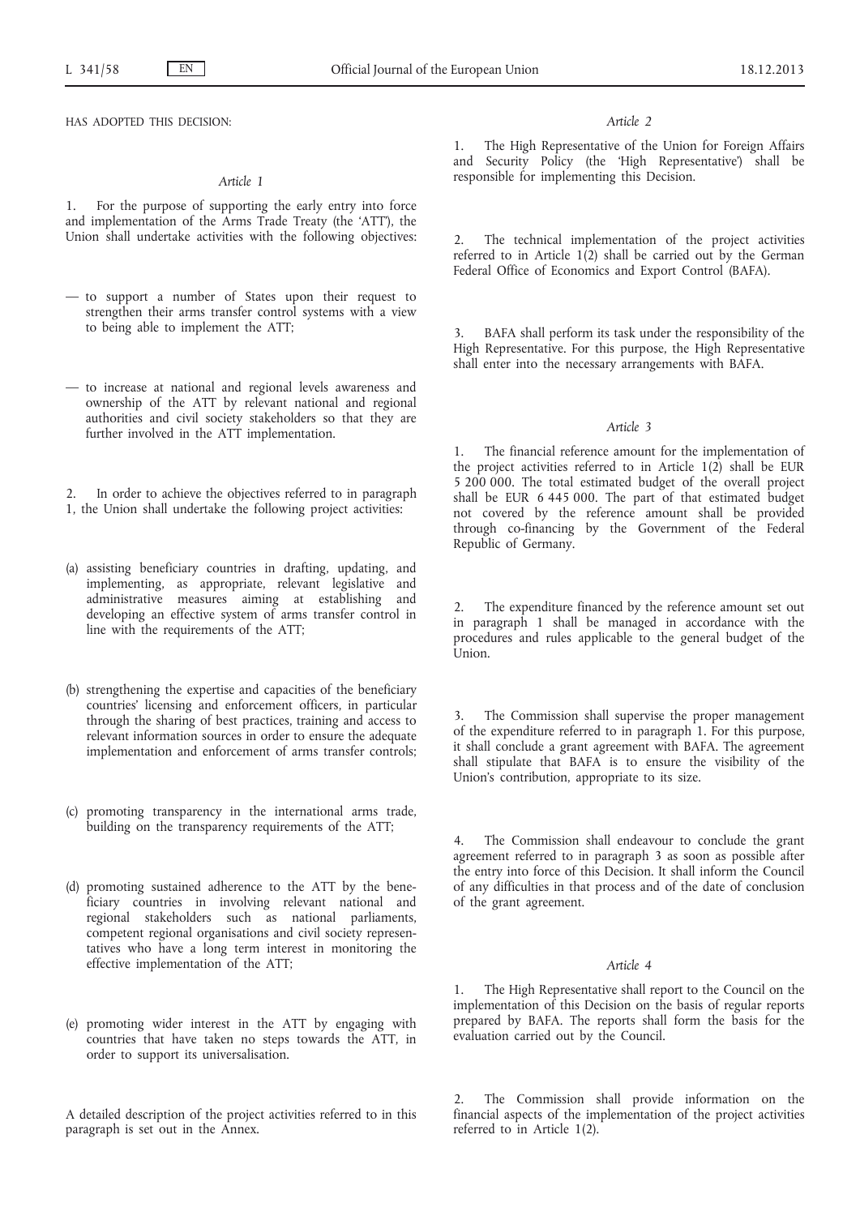HAS ADOPTED THIS DECISION:

*Article 1*

1. For the purpose of supporting the early entry into force and implementation of the Arms Trade Treaty (the 'ATT'), the Union shall undertake activities with the following objectives:

— to support a number of States upon their request to strengthen their arms transfer control systems with a view to being able to implement the ATT;

— to increase at national and regional levels awareness and ownership of the ATT by relevant national and regional authorities and civil society stakeholders so that they are further involved in the ATT implementation.

2. In order to achieve the objectives referred to in paragraph 1, the Union shall undertake the following project activities:

(a) assisting beneficiary countries in drafting, updating, and implementing, as appropriate, relevant legislative and administrative measures aiming at establishing and developing an effective system of arms transfer control in line with the requirements of the ATT;

(b) strengthening the expertise and capacities of the beneficiary countries' licensing and enforcement officers, in particular through the sharing of best practices, training and access to relevant information sources in order to ensure the adequate implementation and enforcement of arms transfer controls;

(c) promoting transparency in the international arms trade, building on the transparency requirements of the ATT;

(d) promoting sustained adherence to the ATT by the beneficiary countries in involving relevant national and regional stakeholders such as national parliaments, competent regional organisations and civil society representatives who have a long term interest in monitoring the effective implementation of the ATT;

(e) promoting wider interest in the ATT by engaging with countries that have taken no steps towards the ATT, in order to support its universalisation.

A detailed description of the project activities referred to in this paragraph is set out in the Annex.

*Article 2*

1. The High Representative of the Union for Foreign Affairs and Security Policy (the 'High Representative') shall be responsible for implementing this Decision.

2. The technical implementation of the project activities referred to in Article 1(2) shall be carried out by the German Federal Office of Economics and Export Control (BAFA).

3. BAFA shall perform its task under the responsibility of the High Representative. For this purpose, the High Representative shall enter into the necessary arrangements with BAFA.

*Article 3*

1. The financial reference amount for the implementation of the project activities referred to in Article 1(2) shall be EUR 5 200 000. The total estimated budget of the overall project shall be EUR 6 445 000. The part of that estimated budget not covered by the reference amount shall be provided through co-financing by the Government of the Federal Republic of Germany.

2. The expenditure financed by the reference amount set out in paragraph 1 shall be managed in accordance with the procedures and rules applicable to the general budget of the Union.

3. The Commission shall supervise the proper management of the expenditure referred to in paragraph 1. For this purpose, it shall conclude a grant agreement with BAFA. The agreement shall stipulate that BAFA is to ensure the visibility of the Union's contribution, appropriate to its size.

4. The Commission shall endeavour to conclude the grant agreement referred to in paragraph 3 as soon as possible after the entry into force of this Decision. It shall inform the Council of any difficulties in that process and of the date of conclusion of the grant agreement.

*Article 4*

1. The High Representative shall report to the Council on the implementation of this Decision on the basis of regular reports prepared by BAFA. The reports shall form the basis for the evaluation carried out by the Council.

2. The Commission shall provide information on the financial aspects of the implementation of the project activities referred to in Article 1(2).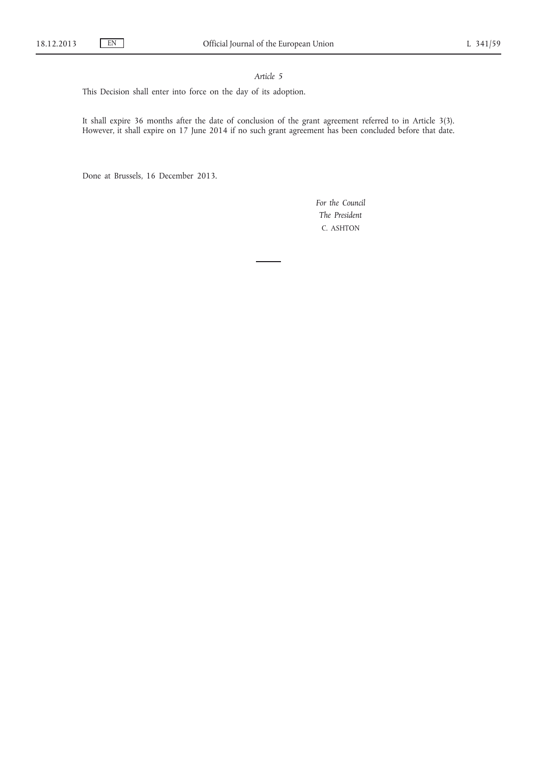*Article 5*

This Decision shall enter into force on the day of its adoption.

It shall expire 36 months after the date of conclusion of the grant agreement referred to in Article 3(3). However, it shall expire on 17 June 2014 if no such grant agreement has been concluded before that date.

Done at Brussels, 16 December 2013.

*For the Council*

*The President*

C. ASHTON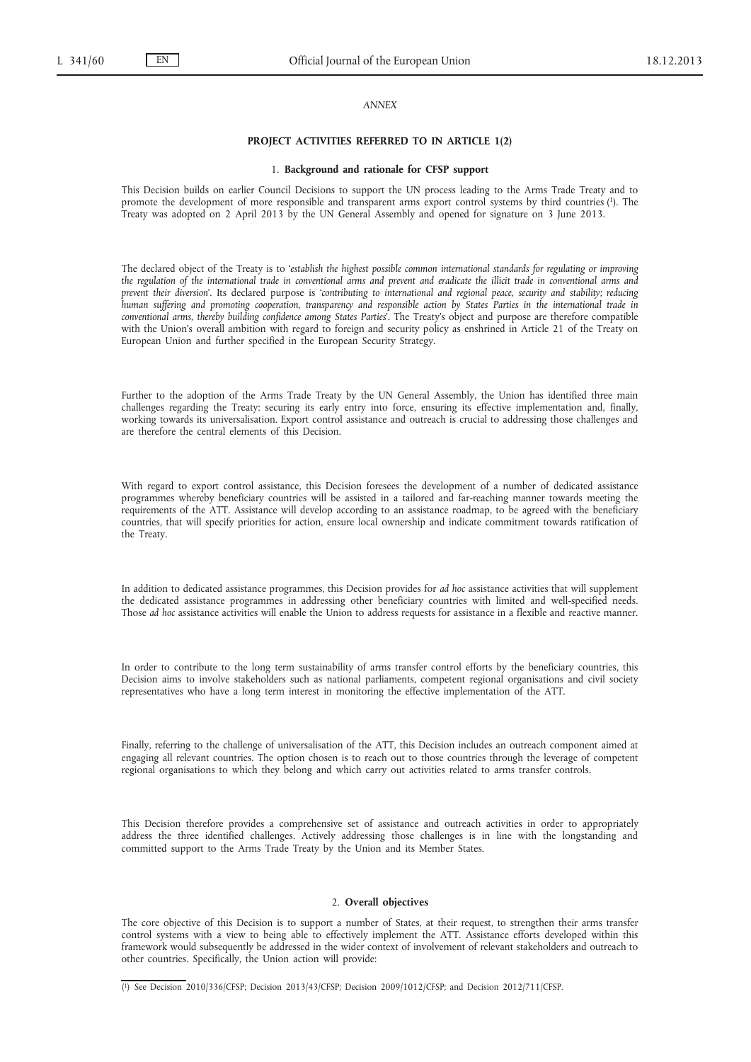*ANNEX*

## PROJECT ACTIVITIES REFERRED TO IN ARTICLE 1(2)

### 1. Background and rationale for CFSP support

This Decision builds on earlier Council Decisions to support the UN process leading to the Arms Trade Treaty and to promote the development of more responsible and transparent arms export control systems by third countries [1]. The Treaty was adopted on 2 April 2013 by the UN General Assembly and opened for signature on 3 June 2013.

The declared object of the Treaty is to '*establish the highest possible common international standards for regulating or improving the regulation of the international trade in conventional arms and prevent and eradicate the illicit trade in conventional arms and prevent their diversion*'. Its declared purpose is '*contributing to international and regional peace, security and stability; reducing human suffering and promoting cooperation, transparency and responsible action by States Parties in the international trade in conventional arms, thereby building confidence among States Parties*'. The Treaty's object and purpose are therefore compatible with the Union's overall ambition with regard to foreign and security policy as enshrined in Article 21 of the Treaty on European Union and further specified in the European Security Strategy.

Further to the adoption of the Arms Trade Treaty by the UN General Assembly, the Union has identified three main challenges regarding the Treaty: securing its early entry into force, ensuring its effective implementation and, finally, working towards its universalisation. Export control assistance and outreach is crucial to addressing those challenges and are therefore the central elements of this Decision.

With regard to export control assistance, this Decision foresees the development of a number of dedicated assistance programmes whereby beneficiary countries will be assisted in a tailored and far-reaching manner towards meeting the requirements of the ATT. Assistance will develop according to an assistance roadmap, to be agreed with the beneficiary countries, that will specify priorities for action, ensure local ownership and indicate commitment towards ratification of the Treaty.

In addition to dedicated assistance programmes, this Decision provides for *ad hoc* assistance activities that will supplement the dedicated assistance programmes in addressing other beneficiary countries with limited and well-specified needs. Those *ad hoc* assistance activities will enable the Union to address requests for assistance in a flexible and reactive manner.

In order to contribute to the long term sustainability of arms transfer control efforts by the beneficiary countries, this Decision aims to involve stakeholders such as national parliaments, competent regional organisations and civil society representatives who have a long term interest in monitoring the effective implementation of the ATT.

Finally, referring to the challenge of universalisation of the ATT, this Decision includes an outreach component aimed at engaging all relevant countries. The option chosen is to reach out to those countries through the leverage of competent regional organisations to which they belong and which carry out activities related to arms transfer controls.

This Decision therefore provides a comprehensive set of assistance and outreach activities in order to appropriately address the three identified challenges. Actively addressing those challenges is in line with the longstanding and committed support to the Arms Trade Treaty by the Union and its Member States.

### 2. Overall objectives

The core objective of this Decision is to support a number of States, at their request, to strengthen their arms transfer control systems with a view to being able to effectively implement the ATT. Assistance efforts developed within this framework would subsequently be addressed in the wider context of involvement of relevant stakeholders and outreach to other countries. Specifically, the Union action will provide:

[1] See Decision 2010/336/CFSP; Decision 2013/43/CFSP; Decision 2009/1012/CFSP; and Decision 2012/711/CFSP.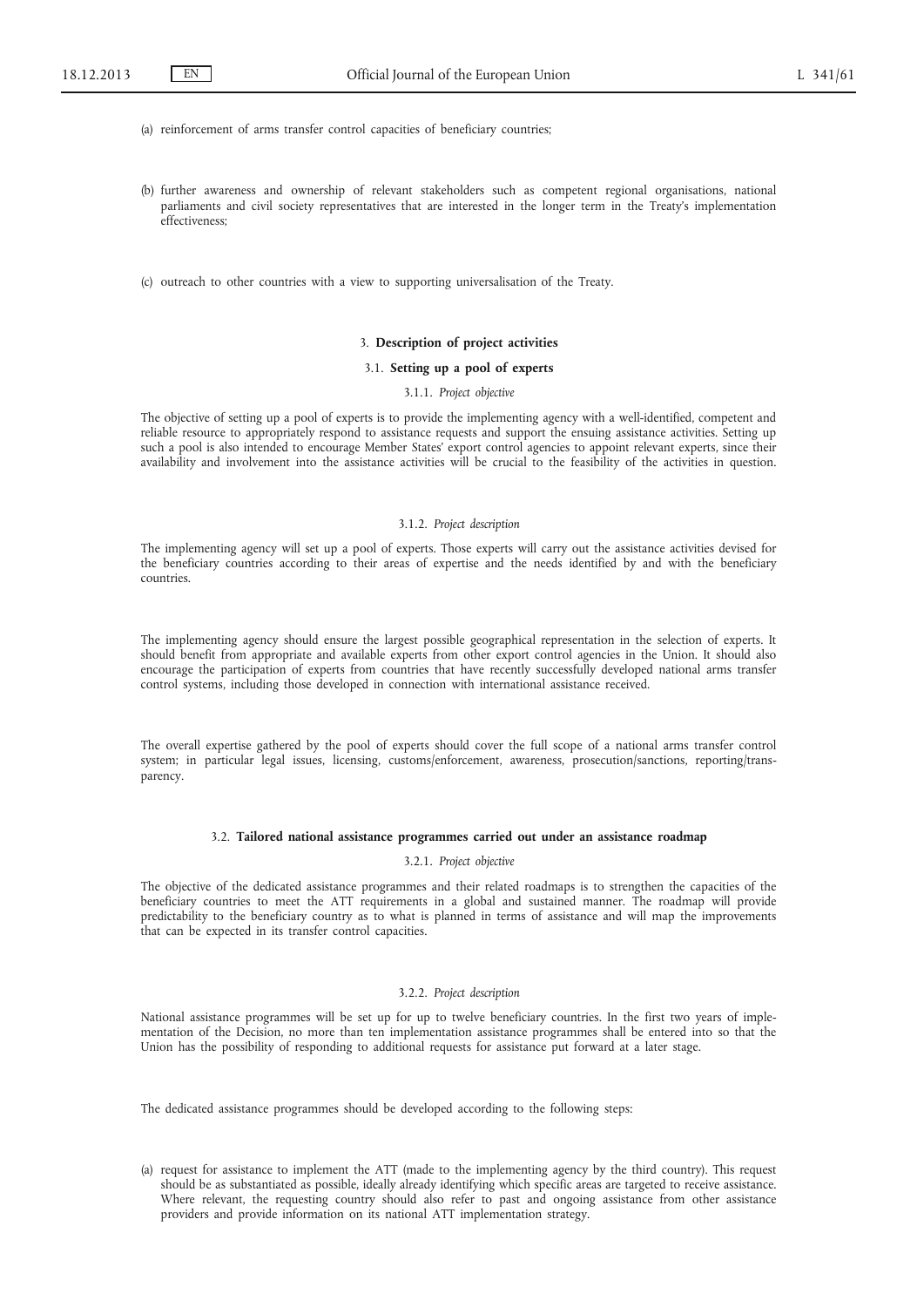(a) reinforcement of arms transfer control capacities of beneficiary countries;

(b) further awareness and ownership of relevant stakeholders such as competent regional organisations, national parliaments and civil society representatives that are interested in the longer term in the Treaty's implementation effectiveness;

(c) outreach to other countries with a view to supporting universalisation of the Treaty.

## 3. **Description of project activities**

### 3.1. **Setting up a pool of experts**

#### 3.1.1. *Project objective*

The objective of setting up a pool of experts is to provide the implementing agency with a well-identified, competent and reliable resource to appropriately respond to assistance requests and support the ensuing assistance activities. Setting up such a pool is also intended to encourage Member States' export control agencies to appoint relevant experts, since their availability and involvement into the assistance activities will be crucial to the feasibility of the activities in question.

#### 3.1.2. *Project description*

The implementing agency will set up a pool of experts. Those experts will carry out the assistance activities devised for the beneficiary countries according to their areas of expertise and the needs identified by and with the beneficiary countries.

The implementing agency should ensure the largest possible geographical representation in the selection of experts. It should benefit from appropriate and available experts from other export control agencies in the Union. It should also encourage the participation of experts from countries that have recently successfully developed national arms transfer control systems, including those developed in connection with international assistance received.

The overall expertise gathered by the pool of experts should cover the full scope of a national arms transfer control system; in particular legal issues, licensing, customs/enforcement, awareness, prosecution/sanctions, reporting/transparency.

### 3.2. **Tailored national assistance programmes carried out under an assistance roadmap**

#### 3.2.1. *Project objective*

The objective of the dedicated assistance programmes and their related roadmaps is to strengthen the capacities of the beneficiary countries to meet the ATT requirements in a global and sustained manner. The roadmap will provide predictability to the beneficiary country as to what is planned in terms of assistance and will map the improvements that can be expected in its transfer control capacities.

#### 3.2.2. *Project description*

National assistance programmes will be set up for up to twelve beneficiary countries. In the first two years of implementation of the Decision, no more than ten implementation assistance programmes shall be entered into so that the Union has the possibility of responding to additional requests for assistance put forward at a later stage.

The dedicated assistance programmes should be developed according to the following steps:

(a) request for assistance to implement the ATT (made to the implementing agency by the third country). This request should be as substantiated as possible, ideally already identifying which specific areas are targeted to receive assistance. Where relevant, the requesting country should also refer to past and ongoing assistance from other assistance providers and provide information on its national ATT implementation strategy.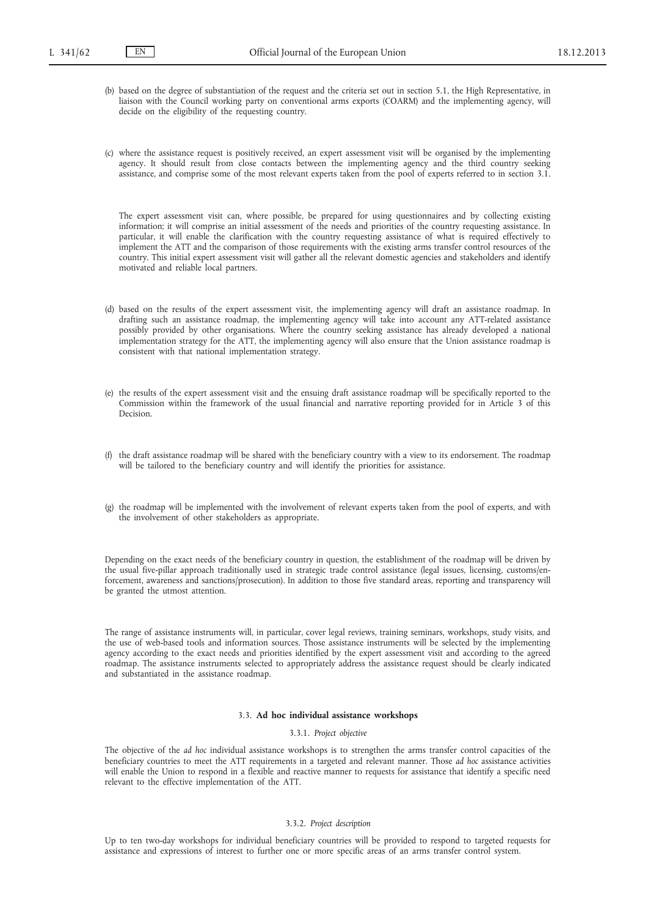(b) based on the degree of substantiation of the request and the criteria set out in section 5.1, the High Representative, in liaison with the Council working party on conventional arms exports (COARM) and the implementing agency, will decide on the eligibility of the requesting country.

(c) where the assistance request is positively received, an expert assessment visit will be organised by the implementing agency. It should result from close contacts between the implementing agency and the third country seeking assistance, and comprise some of the most relevant experts taken from the pool of experts referred to in section 3.1.

The expert assessment visit can, where possible, be prepared for using questionnaires and by collecting existing information; it will comprise an initial assessment of the needs and priorities of the country requesting assistance. In particular, it will enable the clarification with the country requesting assistance of what is required effectively to implement the ATT and the comparison of those requirements with the existing arms transfer control resources of the country. This initial expert assessment visit will gather all the relevant domestic agencies and stakeholders and identify motivated and reliable local partners.

(d) based on the results of the expert assessment visit, the implementing agency will draft an assistance roadmap. In drafting such an assistance roadmap, the implementing agency will take into account any ATT-related assistance possibly provided by other organisations. Where the country seeking assistance has already developed a national implementation strategy for the ATT, the implementing agency will also ensure that the Union assistance roadmap is consistent with that national implementation strategy.

(e) the results of the expert assessment visit and the ensuing draft assistance roadmap will be specifically reported to the Commission within the framework of the usual financial and narrative reporting provided for in Article 3 of this Decision.

(f) the draft assistance roadmap will be shared with the beneficiary country with a view to its endorsement. The roadmap will be tailored to the beneficiary country and will identify the priorities for assistance.

(g) the roadmap will be implemented with the involvement of relevant experts taken from the pool of experts, and with the involvement of other stakeholders as appropriate.

Depending on the exact needs of the beneficiary country in question, the establishment of the roadmap will be driven by the usual five-pillar approach traditionally used in strategic trade control assistance (legal issues, licensing, customs/enforcement, awareness and sanctions/prosecution). In addition to those five standard areas, reporting and transparency will be granted the utmost attention.

The range of assistance instruments will, in particular, cover legal reviews, training seminars, workshops, study visits, and the use of web-based tools and information sources. Those assistance instruments will be selected by the implementing agency according to the exact needs and priorities identified by the expert assessment visit and according to the agreed roadmap. The assistance instruments selected to appropriately address the assistance request should be clearly indicated and substantiated in the assistance roadmap.

### 3.3. **Ad hoc individual assistance workshops**

#### 3.3.1. *Project objective*

The objective of the *ad hoc* individual assistance workshops is to strengthen the arms transfer control capacities of the beneficiary countries to meet the ATT requirements in a targeted and relevant manner. Those *ad hoc* assistance activities will enable the Union to respond in a flexible and reactive manner to requests for assistance that identify a specific need relevant to the effective implementation of the ATT.

#### 3.3.2. *Project description*

Up to ten two-day workshops for individual beneficiary countries will be provided to respond to targeted requests for assistance and expressions of interest to further one or more specific areas of an arms transfer control system.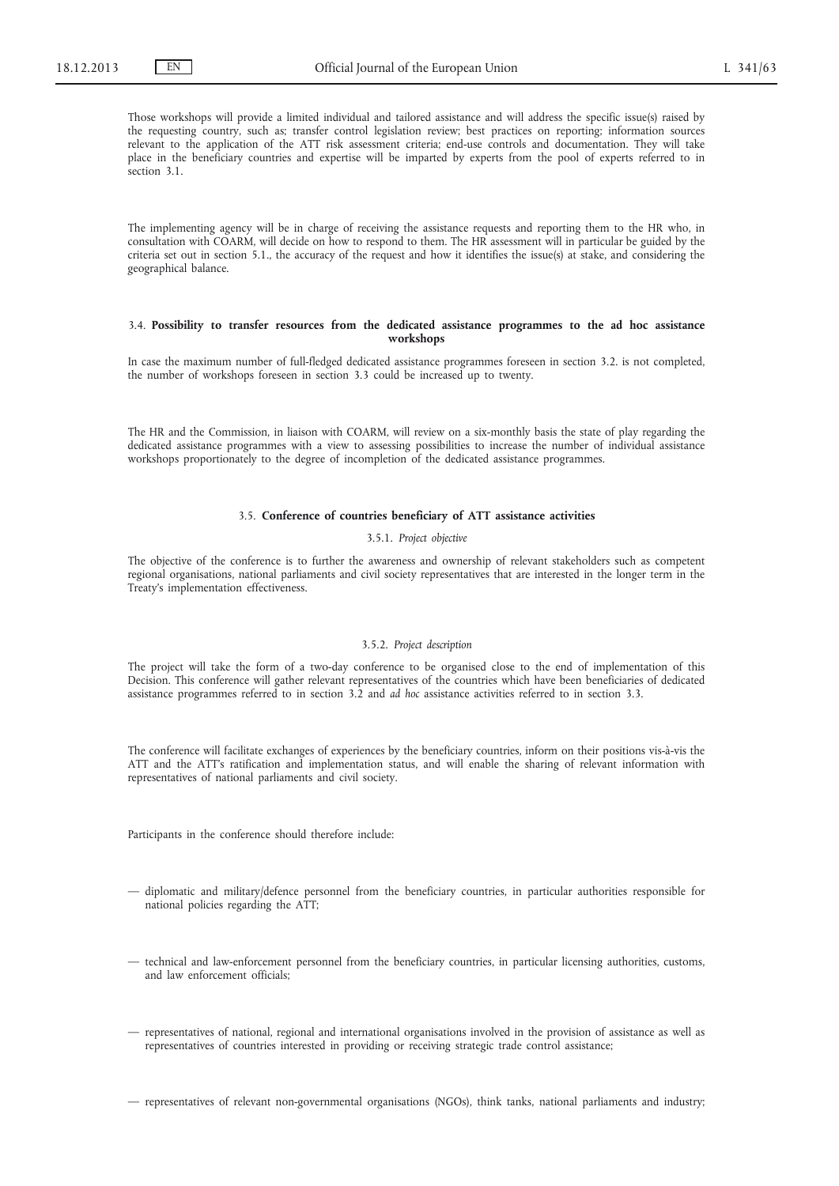Those workshops will provide a limited individual and tailored assistance and will address the specific issue(s) raised by the requesting country, such as; transfer control legislation review; best practices on reporting; information sources relevant to the application of the ATT risk assessment criteria; end-use controls and documentation. They will take place in the beneficiary countries and expertise will be imparted by experts from the pool of experts referred to in section 3.1.

The implementing agency will be in charge of receiving the assistance requests and reporting them to the HR who, in consultation with COARM, will decide on how to respond to them. The HR assessment will in particular be guided by the criteria set out in section 5.1., the accuracy of the request and how it identifies the issue(s) at stake, and considering the geographical balance.

### 3.4. **Possibility to transfer resources from the dedicated assistance programmes to the ad hoc assistance workshops**

In case the maximum number of full-fledged dedicated assistance programmes foreseen in section 3.2. is not completed, the number of workshops foreseen in section 3.3 could be increased up to twenty.

The HR and the Commission, in liaison with COARM, will review on a six-monthly basis the state of play regarding the dedicated assistance programmes with a view to assessing possibilities to increase the number of individual assistance workshops proportionately to the degree of incompletion of the dedicated assistance programmes.

### 3.5. **Conference of countries beneficiary of ATT assistance activities**

#### 3.5.1. *Project objective*

The objective of the conference is to further the awareness and ownership of relevant stakeholders such as competent regional organisations, national parliaments and civil society representatives that are interested in the longer term in the Treaty's implementation effectiveness.

#### 3.5.2. *Project description*

The project will take the form of a two-day conference to be organised close to the end of implementation of this Decision. This conference will gather relevant representatives of the countries which have been beneficiaries of dedicated assistance programmes referred to in section 3.2 and *ad hoc* assistance activities referred to in section 3.3.

The conference will facilitate exchanges of experiences by the beneficiary countries, inform on their positions vis-à-vis the ATT and the ATT's ratification and implementation status, and will enable the sharing of relevant information with representatives of national parliaments and civil society.

Participants in the conference should therefore include:

— diplomatic and military/defence personnel from the beneficiary countries, in particular authorities responsible for national policies regarding the ATT;

— technical and law-enforcement personnel from the beneficiary countries, in particular licensing authorities, customs, and law enforcement officials;

— representatives of national, regional and international organisations involved in the provision of assistance as well as representatives of countries interested in providing or receiving strategic trade control assistance;

— representatives of relevant non-governmental organisations (NGOs), think tanks, national parliaments and industry;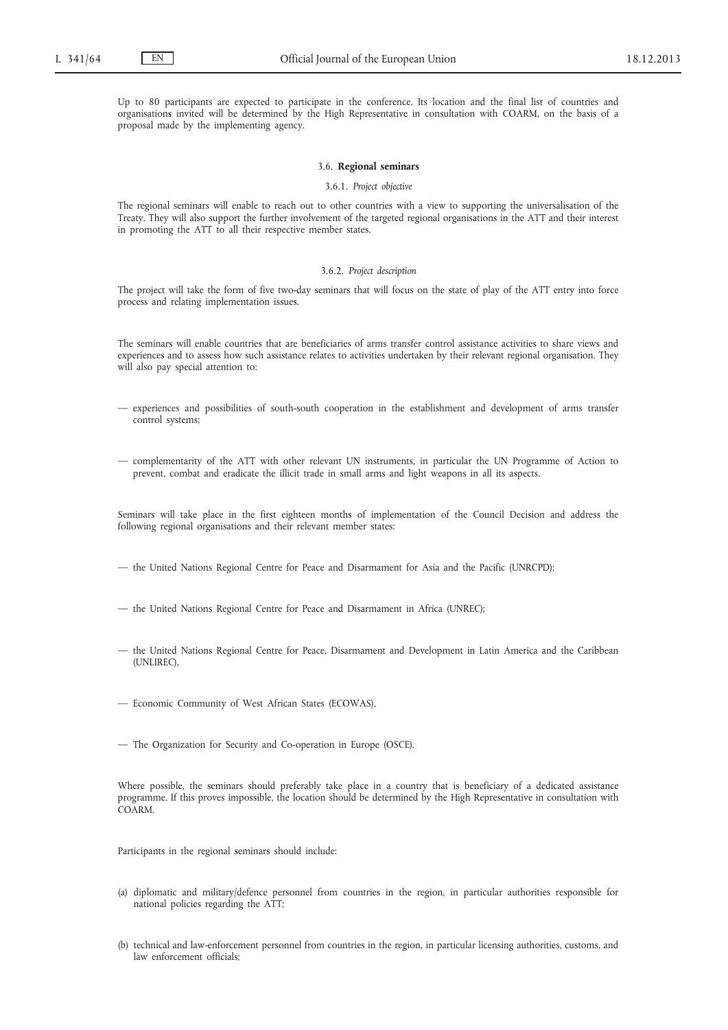Up to 80 participants are expected to participate in the conference. Its location and the final list of countries and organisations invited will be determined by the High Representative in consultation with COARM, on the basis of a proposal made by the implementing agency.

### 3.6. **Regional seminars**

#### 3.6.1. *Project objective*

The regional seminars will enable to reach out to other countries with a view to supporting the universalisation of the Treaty. They will also support the further involvement of the targeted regional organisations in the ATT and their interest in promoting the ATT to all their respective member states.

#### 3.6.2. *Project description*

The project will take the form of five two-day seminars that will focus on the state of play of the ATT entry into force process and relating implementation issues.

The seminars will enable countries that are beneficiaries of arms transfer control assistance activities to share views and experiences and to assess how such assistance relates to activities undertaken by their relevant regional organisation. They will also pay special attention to:

— experiences and possibilities of south-south cooperation in the establishment and development of arms transfer control systems;

— complementarity of the ATT with other relevant UN instruments, in particular the UN Programme of Action to prevent, combat and eradicate the illicit trade in small arms and light weapons in all its aspects.

Seminars will take place in the first eighteen months of implementation of the Council Decision and address the following regional organisations and their relevant member states:

— the United Nations Regional Centre for Peace and Disarmament for Asia and the Pacific (UNRCPD);

— the United Nations Regional Centre for Peace and Disarmament in Africa (UNREC);

— the United Nations Regional Centre for Peace, Disarmament and Development in Latin America and the Caribbean (UNLIREC),

— Economic Community of West African States (ECOWAS),

— The Organization for Security and Co-operation in Europe (OSCE).

Where possible, the seminars should preferably take place in a country that is beneficiary of a dedicated assistance programme. If this proves impossible, the location should be determined by the High Representative in consultation with COARM.

Participants in the regional seminars should include:

(a) diplomatic and military/defence personnel from countries in the region, in particular authorities responsible for national policies regarding the ATT;

(b) technical and law-enforcement personnel from countries in the region, in particular licensing authorities, customs, and law enforcement officials;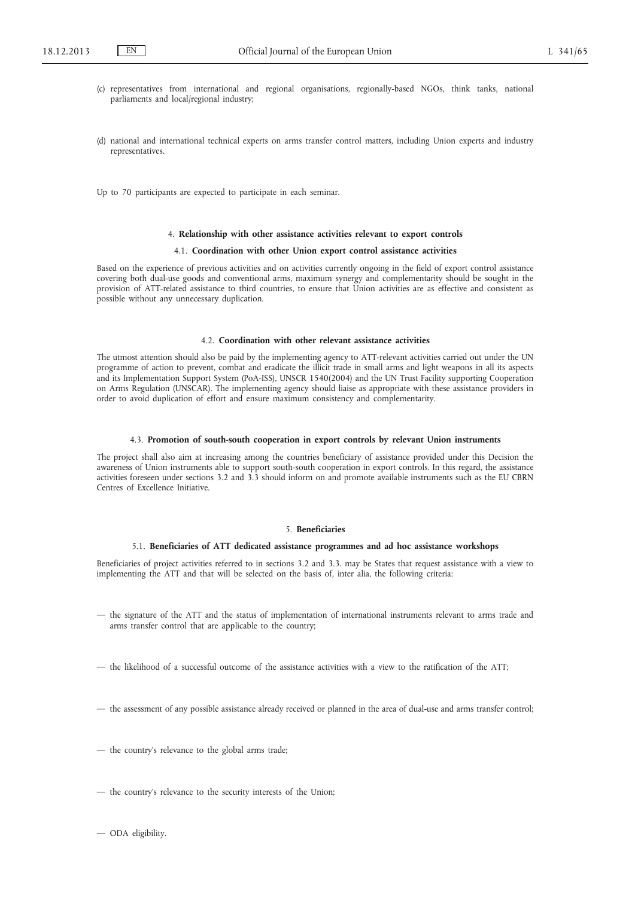(c) representatives from international and regional organisations, regionally-based NGOs, think tanks, national parliaments and local/regional industry;

(d) national and international technical experts on arms transfer control matters, including Union experts and industry representatives.

Up to 70 participants are expected to participate in each seminar.

## 4. **Relationship with other assistance activities relevant to export controls**

### 4.1. **Coordination with other Union export control assistance activities**

Based on the experience of previous activities and on activities currently ongoing in the field of export control assistance covering both dual-use goods and conventional arms, maximum synergy and complementarity should be sought in the provision of ATT-related assistance to third countries, to ensure that Union activities are as effective and consistent as possible without any unnecessary duplication.

### 4.2. **Coordination with other relevant assistance activities**

The utmost attention should also be paid by the implementing agency to ATT-relevant activities carried out under the UN programme of action to prevent, combat and eradicate the illicit trade in small arms and light weapons in all its aspects and its Implementation Support System (PoA-ISS), UNSCR 1540(2004) and the UN Trust Facility supporting Cooperation on Arms Regulation (UNSCAR). The implementing agency should liaise as appropriate with these assistance providers in order to avoid duplication of effort and ensure maximum consistency and complementarity.

### 4.3. **Promotion of south-south cooperation in export controls by relevant Union instruments**

The project shall also aim at increasing among the countries beneficiary of assistance provided under this Decision the awareness of Union instruments able to support south-south cooperation in export controls. In this regard, the assistance activities foreseen under sections 3.2 and 3.3 should inform on and promote available instruments such as the EU CBRN Centres of Excellence Initiative.

## 5. **Beneficiaries**

### 5.1. **Beneficiaries of ATT dedicated assistance programmes and ad hoc assistance workshops**

Beneficiaries of project activities referred to in sections 3.2 and 3.3. may be States that request assistance with a view to implementing the ATT and that will be selected on the basis of, inter alia, the following criteria:

— the signature of the ATT and the status of implementation of international instruments relevant to arms trade and arms transfer control that are applicable to the country;

— the likelihood of a successful outcome of the assistance activities with a view to the ratification of the ATT;

— the assessment of any possible assistance already received or planned in the area of dual-use and arms transfer control;

— the country's relevance to the global arms trade;

— the country's relevance to the security interests of the Union;

— ODA eligibility.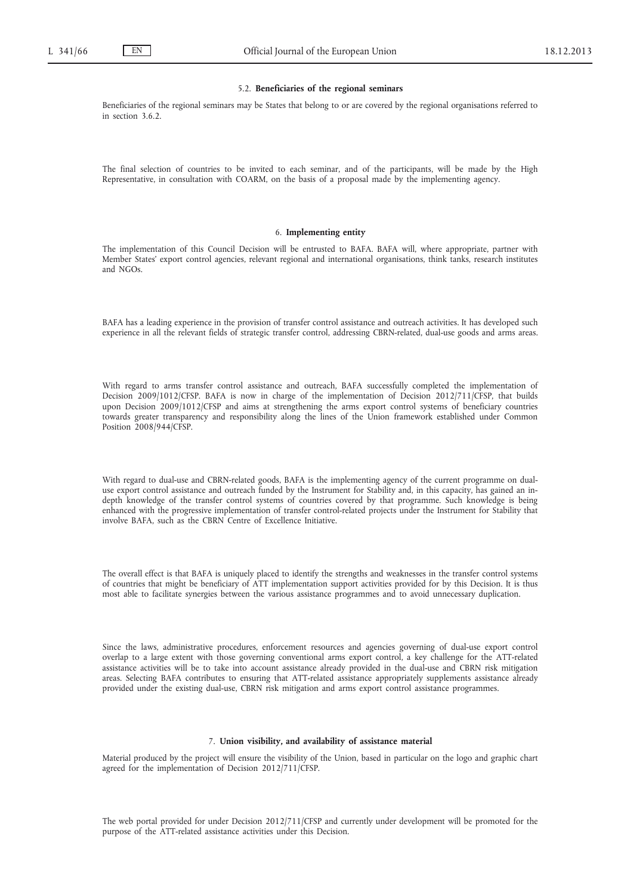### 5.2. **Beneficiaries of the regional seminars**

Beneficiaries of the regional seminars may be States that belong to or are covered by the regional organisations referred to in section 3.6.2.

The final selection of countries to be invited to each seminar, and of the participants, will be made by the High Representative, in consultation with COARM, on the basis of a proposal made by the implementing agency.

## 6. **Implementing entity**

The implementation of this Council Decision will be entrusted to BAFA. BAFA will, where appropriate, partner with Member States' export control agencies, relevant regional and international organisations, think tanks, research institutes and NGOs.

BAFA has a leading experience in the provision of transfer control assistance and outreach activities. It has developed such experience in all the relevant fields of strategic transfer control, addressing CBRN-related, dual-use goods and arms areas.

With regard to arms transfer control assistance and outreach, BAFA successfully completed the implementation of Decision 2009/1012/CFSP. BAFA is now in charge of the implementation of Decision 2012/711/CFSP, that builds upon Decision 2009/1012/CFSP and aims at strengthening the arms export control systems of beneficiary countries towards greater transparency and responsibility along the lines of the Union framework established under Common Position 2008/944/CFSP.

With regard to dual-use and CBRN-related goods, BAFA is the implementing agency of the current programme on dual-use export control assistance and outreach funded by the Instrument for Stability and, in this capacity, has gained an in-depth knowledge of the transfer control systems of countries covered by that programme. Such knowledge is being enhanced with the progressive implementation of transfer control-related projects under the Instrument for Stability that involve BAFA, such as the CBRN Centre of Excellence Initiative.

The overall effect is that BAFA is uniquely placed to identify the strengths and weaknesses in the transfer control systems of countries that might be beneficiary of ATT implementation support activities provided for by this Decision. It is thus most able to facilitate synergies between the various assistance programmes and to avoid unnecessary duplication.

Since the laws, administrative procedures, enforcement resources and agencies governing of dual-use export control overlap to a large extent with those governing conventional arms export control, a key challenge for the ATT-related assistance activities will be to take into account assistance already provided in the dual-use and CBRN risk mitigation areas. Selecting BAFA contributes to ensuring that ATT-related assistance appropriately supplements assistance already provided under the existing dual-use, CBRN risk mitigation and arms export control assistance programmes.

## 7. **Union visibility, and availability of assistance material**

Material produced by the project will ensure the visibility of the Union, based in particular on the logo and graphic chart agreed for the implementation of Decision 2012/711/CFSP.

The web portal provided for under Decision 2012/711/CFSP and currently under development will be promoted for the purpose of the ATT-related assistance activities under this Decision.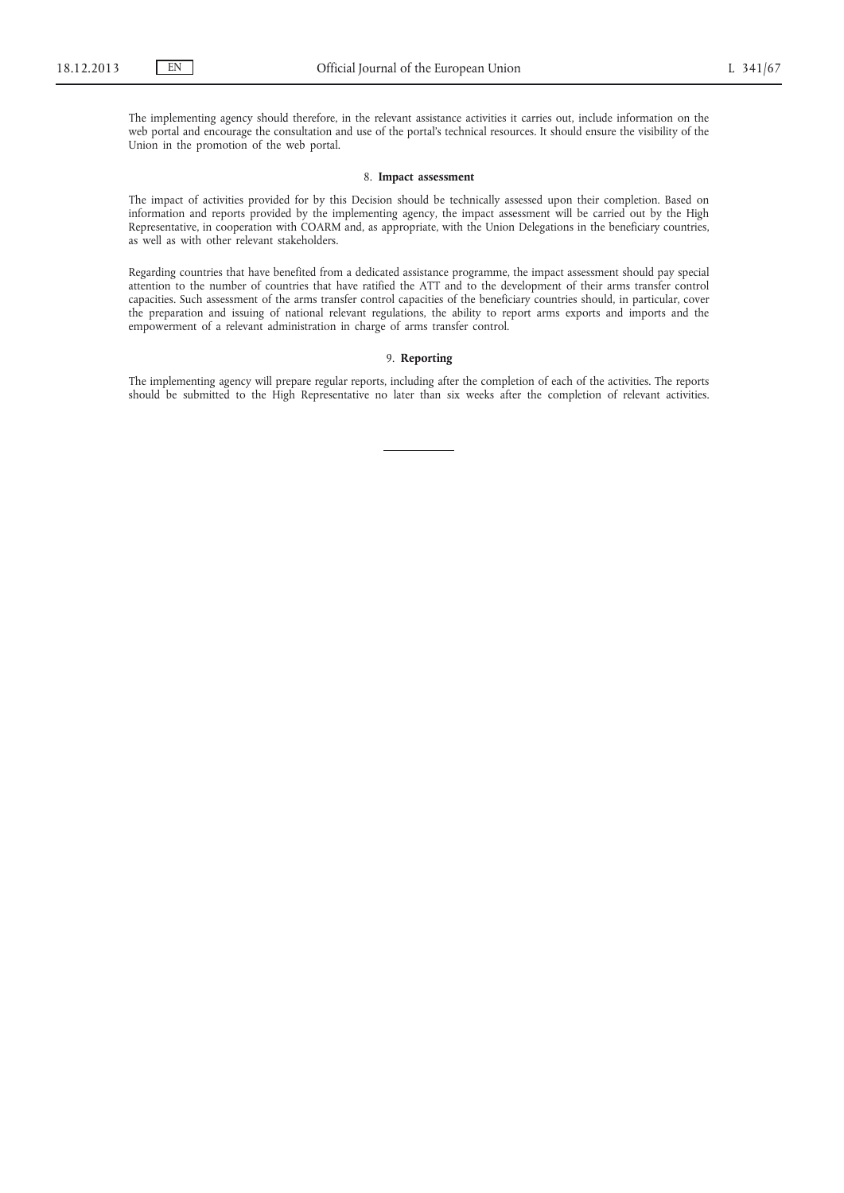The implementing agency should therefore, in the relevant assistance activities it carries out, include information on the web portal and encourage the consultation and use of the portal's technical resources. It should ensure the visibility of the Union in the promotion of the web portal.

### 8. **Impact assessment**

The impact of activities provided for by this Decision should be technically assessed upon their completion. Based on information and reports provided by the implementing agency, the impact assessment will be carried out by the High Representative, in cooperation with COARM and, as appropriate, with the Union Delegations in the beneficiary countries, as well as with other relevant stakeholders.

Regarding countries that have benefited from a dedicated assistance programme, the impact assessment should pay special attention to the number of countries that have ratified the ATT and to the development of their arms transfer control capacities. Such assessment of the arms transfer control capacities of the beneficiary countries should, in particular, cover the preparation and issuing of national relevant regulations, the ability to report arms exports and imports and the empowerment of a relevant administration in charge of arms transfer control.

### 9. **Reporting**

The implementing agency will prepare regular reports, including after the completion of each of the activities. The reports should be submitted to the High Representative no later than six weeks after the completion of relevant activities.